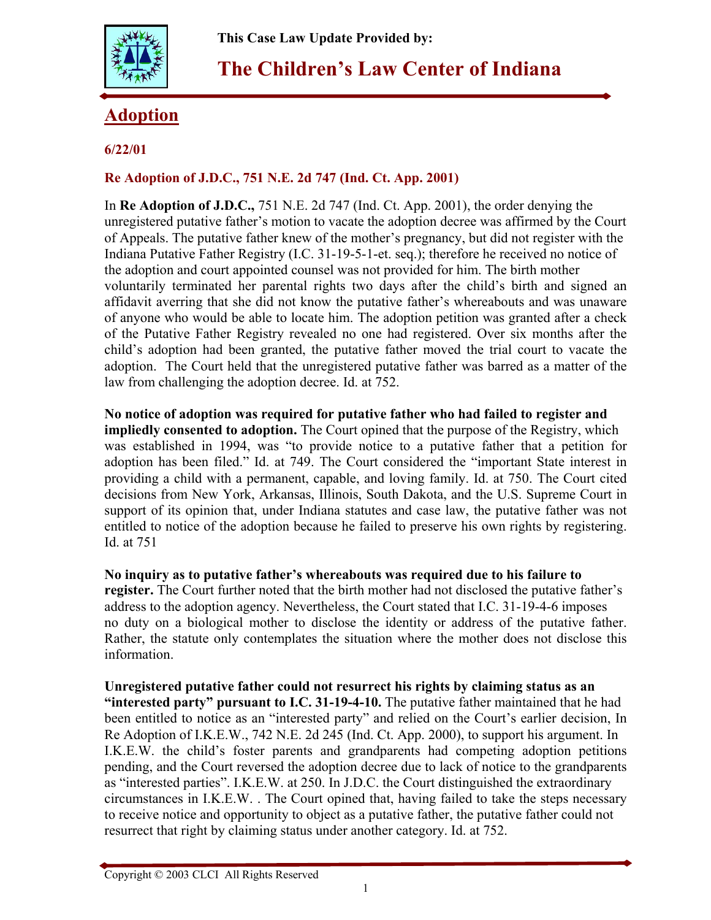This Case Law Update Provided by:

# The Children's Law Center of Indiana

## Adoption

**6/22/01**

### Re Adoption of J.D.C., 751 N.E. 2d 747 (Ind. Ct. App. 2001)

In **Re Adoption of J.D.C.,** 751 N.E. 2d 747 (Ind. Ct. App. 2001), the order denying the unregistered putative father's motion to vacate the adoption decree was affirmed by the Court of Appeals. The putative father knew of the mother's pregnancy, but did not register with the Indiana Putative Father Registry (I.C. 31-19-5-1-et. seq.); therefore he received no notice of the adoption and court appointed counsel was not provided for him. The birth mother voluntarily terminated her parental rights two days after the child's birth and signed an affidavit averring that she did not know the putative father's whereabouts and was unaware of anyone who would be able to locate him. The adoption petition was granted after a check of the Putative Father Registry revealed no one had registered. Over six months after the child's adoption had been granted, the putative father moved the trial court to vacate the adoption. The Court held that the unregistered putative father was barred as a matter of the law from challenging the adoption decree. Id. at 752.

**No notice of adoption was required for putative father who had failed to register and impliedly consented to adoption.** The Court opined that the purpose of the Registry, which was established in 1994, was "to provide notice to a putative father that a petition for adoption has been filed." Id. at 749. The Court considered the "important State interest in providing a child with a permanent, capable, and loving family. Id. at 750. The Court cited decisions from New York, Arkansas, Illinois, South Dakota, and the U.S. Supreme Court in support of its opinion that, under Indiana statutes and case law, the putative father was not entitled to notice of the adoption because he failed to preserve his own rights by registering. Id. at 751

**No inquiry as to putative father's whereabouts was required due to his failure to register.** The Court further noted that the birth mother had not disclosed the putative father's address to the adoption agency. Nevertheless, the Court stated that I.C. 31-19-4-6 imposes no duty on a biological mother to disclose the identity or address of the putative father. Rather, the statute only contemplates the situation where the mother does not disclose this information.

**Unregistered putative father could not resurrect his rights by claiming status as an "interested party" pursuant to I.C. 31-19-4-10.** The putative father maintained that he had been entitled to notice as an "interested party" and relied on the Court's earlier decision, In Re Adoption of I.K.E.W., 742 N.E. 2d 245 (Ind. Ct. App. 2000), to support his argument. In I.K.E.W. the child's foster parents and grandparents had competing adoption petitions pending, and the Court reversed the adoption decree due to lack of notice to the grandparents as "interested parties". I.K.E.W. at 250. In J.D.C. the Court distinguished the extraordinary circumstances in I.K.E.W. . The Court opined that, having failed to take the steps necessary to receive notice and opportunity to object as a putative father, the putative father could not resurrect that right by claiming status under another category. Id. at 752.

Copyright © 2003 CLCI All Rights Reserved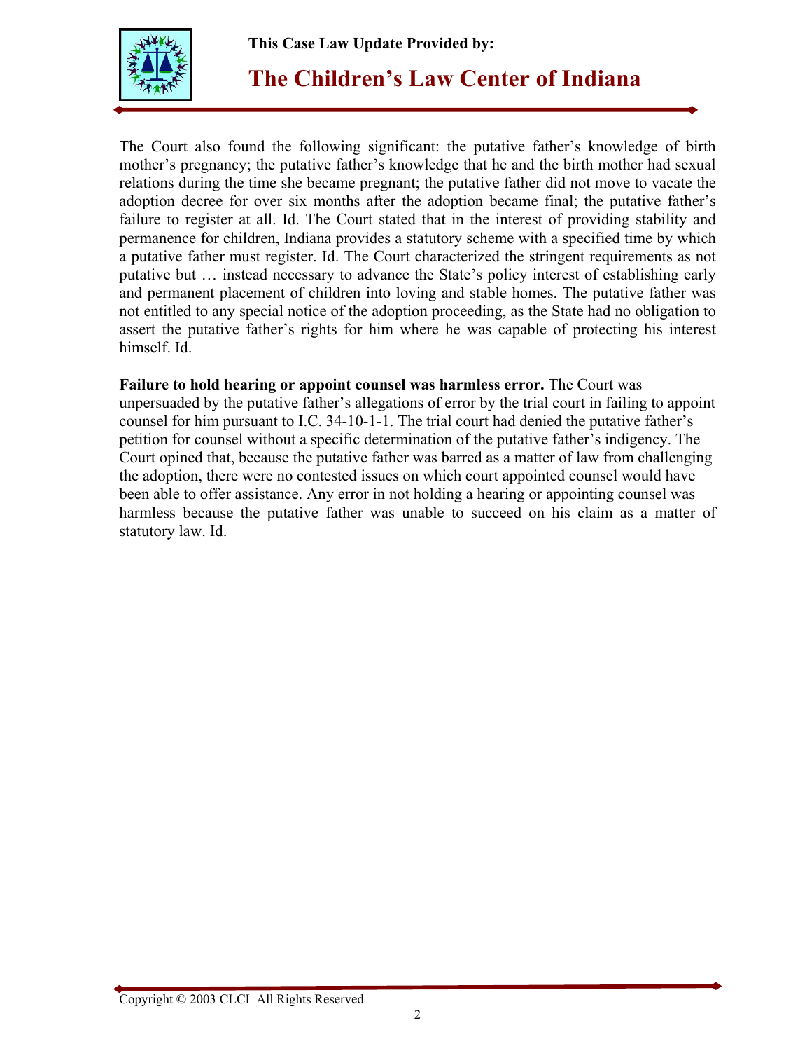The Court also found the following significant: the putative father's knowledge of birth mother's pregnancy; the putative father's knowledge that he and the birth mother had sexual relations during the time she became pregnant; the putative father did not move to vacate the adoption decree for over six months after the adoption became final; the putative father's failure to register at all. Id. The Court stated that in the interest of providing stability and permanence for children, Indiana provides a statutory scheme with a specified time by which a putative father must register. Id. The Court characterized the stringent requirements as not putative but … instead necessary to advance the State's policy interest of establishing early and permanent placement of children into loving and stable homes. The putative father was not entitled to any special notice of the adoption proceeding, as the State had no obligation to assert the putative father's rights for him where he was capable of protecting his interest himself. Id.

**Failure to hold hearing or appoint counsel was harmless error.** The Court was unpersuaded by the putative father's allegations of error by the trial court in failing to appoint counsel for him pursuant to I.C. 34-10-1-1. The trial court had denied the putative father's petition for counsel without a specific determination of the putative father's indigency. The Court opined that, because the putative father was barred as a matter of law from challenging the adoption, there were no contested issues on which court appointed counsel would have been able to offer assistance. Any error in not holding a hearing or appointing counsel was harmless because the putative father was unable to succeed on his claim as a matter of statutory law. Id.